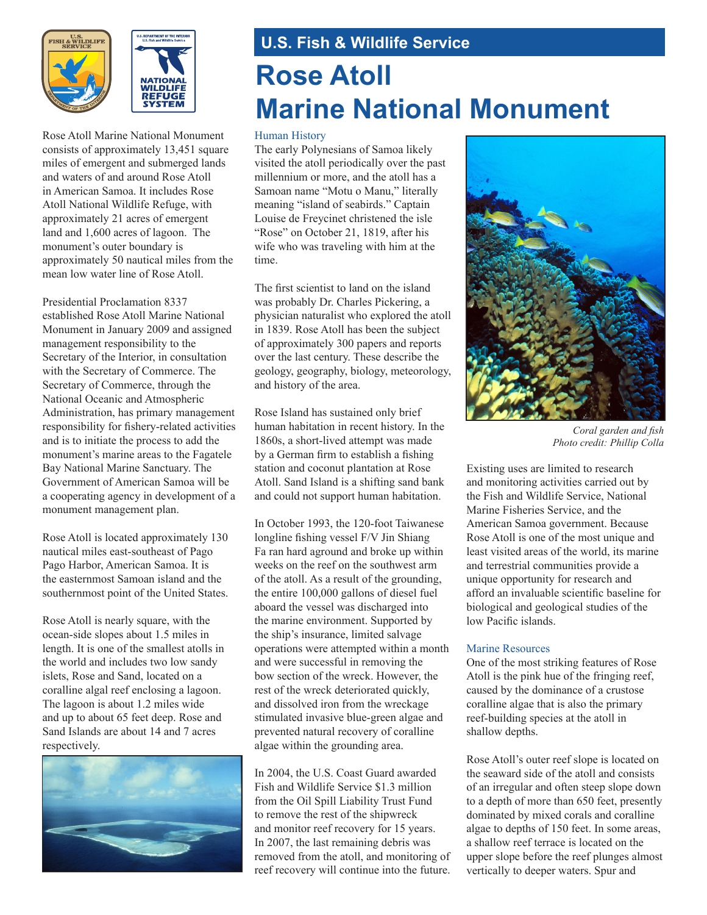U.S. Fish & Wildlife Service

# Rose Atoll Marine National Monument

Rose Atoll Marine National Monument consists of approximately 13,451 square miles of emergent and submerged lands and waters of and around Rose Atoll in American Samoa. It includes Rose Atoll National Wildlife Refuge, with approximately 21 acres of emergent land and 1,600 acres of lagoon. The monument's outer boundary is approximately 50 nautical miles from the mean low water line of Rose Atoll.

Presidential Proclamation 8337 established Rose Atoll Marine National Monument in January 2009 and assigned management responsibility to the Secretary of the Interior, in consultation with the Secretary of Commerce. The Secretary of Commerce, through the National Oceanic and Atmospheric Administration, has primary management responsibility for fishery-related activities and is to initiate the process to add the monument's marine areas to the Fagatele Bay National Marine Sanctuary. The Government of American Samoa will be a cooperating agency in development of a monument management plan.

Rose Atoll is located approximately 130 nautical miles east-southeast of Pago Pago Harbor, American Samoa. It is the easternmost Samoan island and the southernmost point of the United States.

Rose Atoll is nearly square, with the ocean-side slopes about 1.5 miles in length. It is one of the smallest atolls in the world and includes two low sandy islets, Rose and Sand, located on a coralline algal reef enclosing a lagoon. The lagoon is about 1.2 miles wide and up to about 65 feet deep. Rose and Sand Islands are about 14 and 7 acres respectively.

## Human History

The early Polynesians of Samoa likely visited the atoll periodically over the past millennium or more, and the atoll has a Samoan name "Motu o Manu," literally meaning "island of seabirds." Captain Louise de Freycinet christened the isle "Rose" on October 21, 1819, after his wife who was traveling with him at the time.

The first scientist to land on the island was probably Dr. Charles Pickering, a physician naturalist who explored the atoll in 1839. Rose Atoll has been the subject of approximately 300 papers and reports over the last century. These describe the geology, geography, biology, meteorology, and history of the area.

Rose Island has sustained only brief human habitation in recent history. In the 1860s, a short-lived attempt was made by a German firm to establish a fishing station and coconut plantation at Rose Atoll. Sand Island is a shifting sand bank and could not support human habitation.

In October 1993, the 120-foot Taiwanese longline fishing vessel F/V Jin Shiang Fa ran hard aground and broke up within weeks on the reef on the southwest arm of the atoll. As a result of the grounding, the entire 100,000 gallons of diesel fuel aboard the vessel was discharged into the marine environment. Supported by the ship's insurance, limited salvage operations were attempted within a month and were successful in removing the bow section of the wreck. However, the rest of the wreck deteriorated quickly, and dissolved iron from the wreckage stimulated invasive blue-green algae and prevented natural recovery of coralline algae within the grounding area.

In 2004, the U.S. Coast Guard awarded Fish and Wildlife Service $1.3 million from the Oil Spill Liability Trust Fund to remove the rest of the shipwreck and monitor reef recovery for 15 years. In 2007, the last remaining debris was removed from the atoll, and monitoring of reef recovery will continue into the future.

*Coral garden and fish*
*Photo credit: Phillip Colla*

Existing uses are limited to research and monitoring activities carried out by the Fish and Wildlife Service, National Marine Fisheries Service, and the American Samoa government. Because Rose Atoll is one of the most unique and least visited areas of the world, its marine and terrestrial communities provide a unique opportunity for research and afford an invaluable scientific baseline for biological and geological studies of the low Pacific islands.

## Marine Resources

One of the most striking features of Rose Atoll is the pink hue of the fringing reef, caused by the dominance of a crustose coralline algae that is also the primary reef-building species at the atoll in shallow depths.

Rose Atoll's outer reef slope is located on the seaward side of the atoll and consists of an irregular and often steep slope down to a depth of more than 650 feet, presently dominated by mixed corals and coralline algae to depths of 150 feet. In some areas, a shallow reef terrace is located on the upper slope before the reef plunges almost vertically to deeper waters. Spur and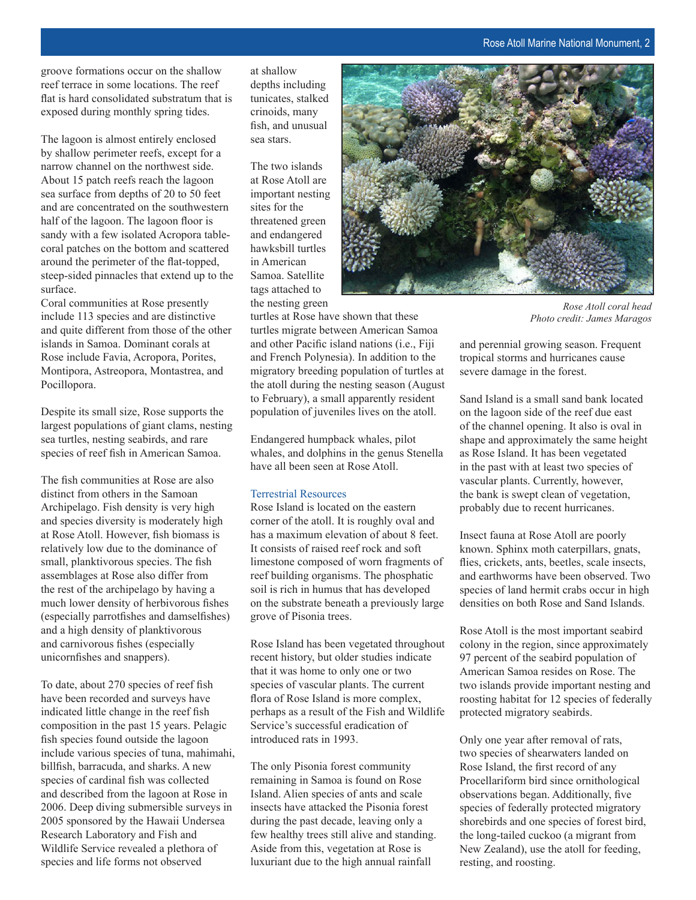groove formations occur on the shallow reef terrace in some locations. The reef flat is hard consolidated substratum that is exposed during monthly spring tides.

The lagoon is almost entirely enclosed by shallow perimeter reefs, except for a narrow channel on the northwest side. About 15 patch reefs reach the lagoon sea surface from depths of 20 to 50 feet and are concentrated on the southwestern half of the lagoon. The lagoon floor is sandy with a few isolated Acropora table-coral patches on the bottom and scattered around the perimeter of the flat-topped, steep-sided pinnacles that extend up to the surface.

Coral communities at Rose presently include 113 species and are distinctive and quite different from those of the other islands in Samoa. Dominant corals at Rose include Favia, Acropora, Porites, Montipora, Astreopora, Montastrea, and Pocillopora.

Despite its small size, Rose supports the largest populations of giant clams, nesting sea turtles, nesting seabirds, and rare species of reef fish in American Samoa.

The fish communities at Rose are also distinct from others in the Samoan Archipelago. Fish density is very high and species diversity is moderately high at Rose Atoll. However, fish biomass is relatively low due to the dominance of small, planktivorous species. The fish assemblages at Rose also differ from the rest of the archipelago by having a much lower density of herbivorous fishes (especially parrotfishes and damselfishes) and a high density of planktivorous and carnivorous fishes (especially unicornfishes and snappers).

To date, about 270 species of reef fish have been recorded and surveys have indicated little change in the reef fish composition in the past 15 years. Pelagic fish species found outside the lagoon include various species of tuna, mahimahi, billfish, barracuda, and sharks. A new species of cardinal fish was collected and described from the lagoon at Rose in 2006. Deep diving submersible surveys in 2005 sponsored by the Hawaii Undersea Research Laboratory and Fish and Wildlife Service revealed a plethora of species and life forms not observed at shallow depths including tunicates, stalked crinoids, many fish, and unusual sea stars.

The two islands at Rose Atoll are important nesting sites for the threatened green and endangered hawksbill turtles in American Samoa. Satellite tags attached to the nesting green turtles at Rose have shown that these turtles migrate between American Samoa and other Pacific island nations (i.e., Fiji and French Polynesia). In addition to the migratory breeding population of turtles at the atoll during the nesting season (August to February), a small apparently resident population of juveniles lives on the atoll.

Endangered humpback whales, pilot whales, and dolphins in the genus Stenella have all been seen at Rose Atoll.

*Rose Atoll coral head*
*Photo credit: James Maragos*

## Terrestrial Resources

Rose Island is located on the eastern corner of the atoll. It is roughly oval and has a maximum elevation of about 8 feet. It consists of raised reef rock and soft limestone composed of worn fragments of reef building organisms. The phosphatic soil is rich in humus that has developed on the substrate beneath a previously large grove of Pisonia trees.

Rose Island has been vegetated throughout recent history, but older studies indicate that it was home to only one or two species of vascular plants. The current flora of Rose Island is more complex, perhaps as a result of the Fish and Wildlife Service's successful eradication of introduced rats in 1993.

The only Pisonia forest community remaining in Samoa is found on Rose Island. Alien species of ants and scale insects have attacked the Pisonia forest during the past decade, leaving only a few healthy trees still alive and standing. Aside from this, vegetation at Rose is luxuriant due to the high annual rainfall and perennial growing season. Frequent tropical storms and hurricanes cause severe damage in the forest.

Sand Island is a small sand bank located on the lagoon side of the reef due east of the channel opening. It also is oval in shape and approximately the same height as Rose Island. It has been vegetated in the past with at least two species of vascular plants. Currently, however, the bank is swept clean of vegetation, probably due to recent hurricanes.

Insect fauna at Rose Atoll are poorly known. Sphinx moth caterpillars, gnats, flies, crickets, ants, beetles, scale insects, and earthworms have been observed. Two species of land hermit crabs occur in high densities on both Rose and Sand Islands.

Rose Atoll is the most important seabird colony in the region, since approximately 97 percent of the seabird population of American Samoa resides on Rose. The two islands provide important nesting and roosting habitat for 12 species of federally protected migratory seabirds.

Only one year after removal of rats, two species of shearwaters landed on Rose Island, the first record of any Procellariform bird since ornithological observations began. Additionally, five species of federally protected migratory shorebirds and one species of forest bird, the long-tailed cuckoo (a migrant from New Zealand), use the atoll for feeding, resting, and roosting.